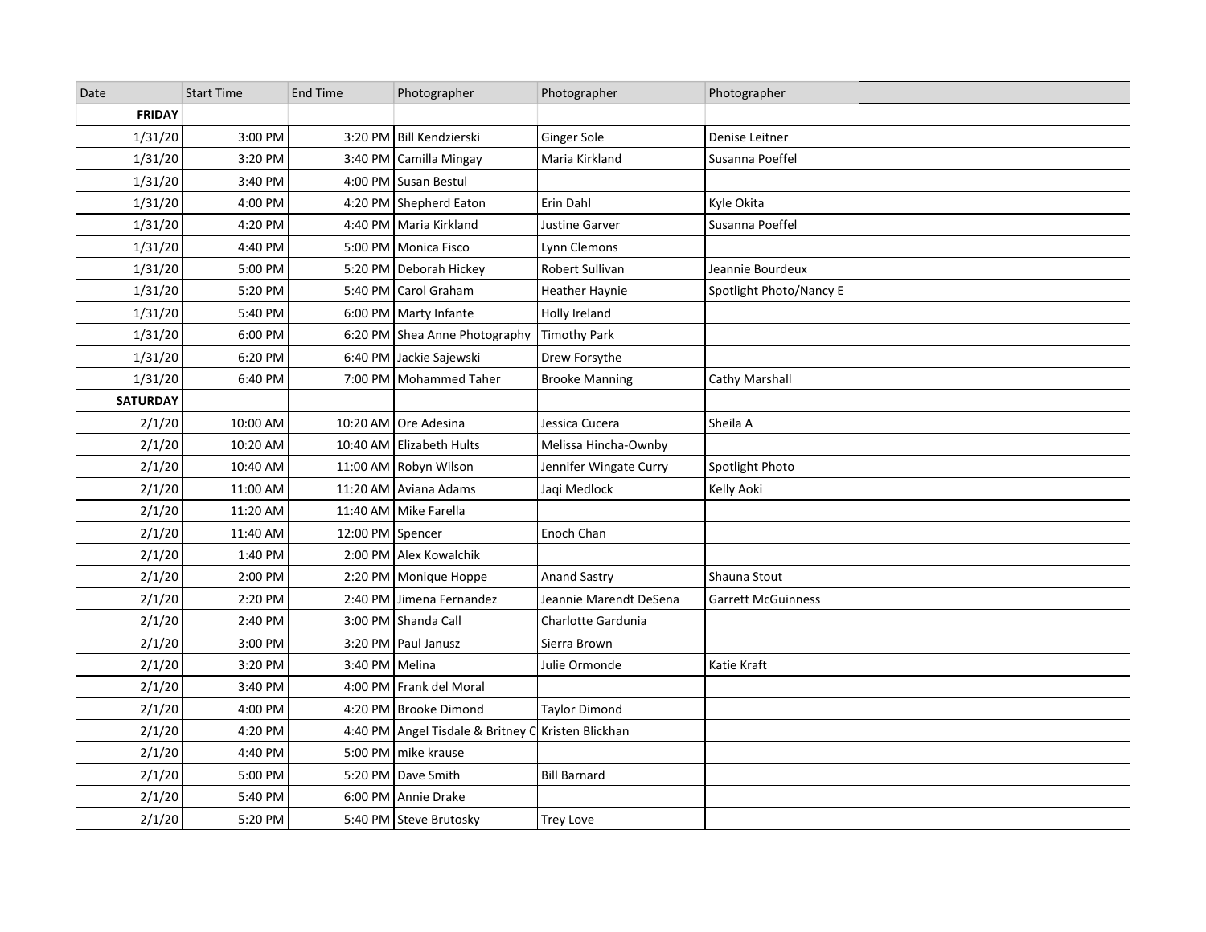| Date | Start Time | End Time | Photographer | Photographer | Photographer | |
|---|---|---|---|---|---|---|
| **FRIDAY** | | | | | | |
| 1/31/20 | 3:00 PM | 3:20 PM | Bill Kendzierski | Ginger Sole | Denise Leitner | |
| 1/31/20 | 3:20 PM | 3:40 PM | Camilla Mingay | Maria Kirkland | Susanna Poeffel | |
| 1/31/20 | 3:40 PM | 4:00 PM | Susan Bestul | | | |
| 1/31/20 | 4:00 PM | 4:20 PM | Shepherd Eaton | Erin Dahl | Kyle Okita | |
| 1/31/20 | 4:20 PM | 4:40 PM | Maria Kirkland | Justine Garver | Susanna Poeffel | |
| 1/31/20 | 4:40 PM | 5:00 PM | Monica Fisco | Lynn Clemons | | |
| 1/31/20 | 5:00 PM | 5:20 PM | Deborah Hickey | Robert Sullivan | Jeannie Bourdeux | |
| 1/31/20 | 5:20 PM | 5:40 PM | Carol Graham | Heather Haynie | Spotlight Photo/Nancy E | |
| 1/31/20 | 5:40 PM | 6:00 PM | Marty Infante | Holly Ireland | | |
| 1/31/20 | 6:00 PM | 6:20 PM | Shea Anne Photography | Timothy Park | | |
| 1/31/20 | 6:20 PM | 6:40 PM | Jackie Sajewski | Drew Forsythe | | |
| 1/31/20 | 6:40 PM | 7:00 PM | Mohammed Taher | Brooke Manning | Cathy Marshall | |
| **SATURDAY** | | | | | | |
| 2/1/20 | 10:00 AM | 10:20 AM | Ore Adesina | Jessica Cucera | Sheila A | |
| 2/1/20 | 10:20 AM | 10:40 AM | Elizabeth Hults | Melissa Hincha-Ownby | | |
| 2/1/20 | 10:40 AM | 11:00 AM | Robyn Wilson | Jennifer Wingate Curry | Spotlight Photo | |
| 2/1/20 | 11:00 AM | 11:20 AM | Aviana Adams | Jaqi Medlock | Kelly Aoki | |
| 2/1/20 | 11:20 AM | 11:40 AM | Mike Farella | | | |
| 2/1/20 | 11:40 AM | 12:00 PM | Spencer | Enoch Chan | | |
| 2/1/20 | 1:40 PM | 2:00 PM | Alex Kowalchik | | | |
| 2/1/20 | 2:00 PM | 2:20 PM | Monique Hoppe | Anand Sastry | Shauna Stout | |
| 2/1/20 | 2:20 PM | 2:40 PM | Jimena Fernandez | Jeannie Marendt DeSena | Garrett McGuinness | |
| 2/1/20 | 2:40 PM | 3:00 PM | Shanda Call | Charlotte Gardunia | | |
| 2/1/20 | 3:00 PM | 3:20 PM | Paul Janusz | Sierra Brown | | |
| 2/1/20 | 3:20 PM | 3:40 PM | Melina | Julie Ormonde | Katie Kraft | |
| 2/1/20 | 3:40 PM | 4:00 PM | Frank del Moral | | | |
| 2/1/20 | 4:00 PM | 4:20 PM | Brooke Dimond | Taylor Dimond | | |
| 2/1/20 | 4:20 PM | 4:40 PM | Angel Tisdale & Britney C | Kristen Blickhan | | |
| 2/1/20 | 4:40 PM | 5:00 PM | mike krause | | | |
| 2/1/20 | 5:00 PM | 5:20 PM | Dave Smith | Bill Barnard | | |
| 2/1/20 | 5:40 PM | 6:00 PM | Annie Drake | | | |
| 2/1/20 | 5:20 PM | 5:40 PM | Steve Brutosky | Trey Love | | |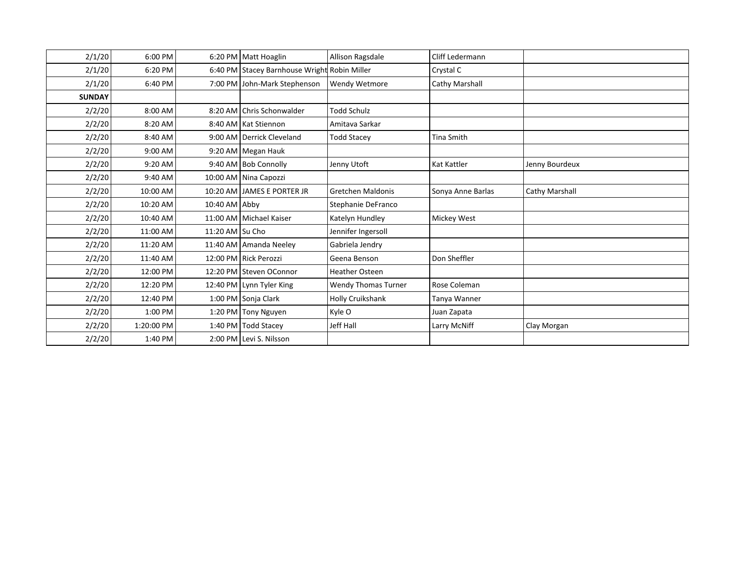| | | | | | | |
|---|---|---|---|---|---|---|
| 2/1/20 | 6:00 PM | 6:20 PM | Matt Hoaglin | Allison Ragsdale | Cliff Ledermann | |
| 2/1/20 | 6:20 PM | 6:40 PM | Stacey Barnhouse Wright | Robin Miller | Crystal C | |
| 2/1/20 | 6:40 PM | 7:00 PM | John-Mark Stephenson | Wendy Wetmore | Cathy Marshall | |
| **SUNDAY** | | | | | | |
| 2/2/20 | 8:00 AM | 8:20 AM | Chris Schonwalder | Todd Schulz | | |
| 2/2/20 | 8:20 AM | 8:40 AM | Kat Stiennon | Amitava Sarkar | | |
| 2/2/20 | 8:40 AM | 9:00 AM | Derrick Cleveland | Todd Stacey | Tina Smith | |
| 2/2/20 | 9:00 AM | 9:20 AM | Megan Hauk | | | |
| 2/2/20 | 9:20 AM | 9:40 AM | Bob Connolly | Jenny Utoft | Kat Kattler | Jenny Bourdeux |
| 2/2/20 | 9:40 AM | 10:00 AM | Nina Capozzi | | | |
| 2/2/20 | 10:00 AM | 10:20 AM | JAMES E PORTER JR | Gretchen Maldonis | Sonya Anne Barlas | Cathy Marshall |
| 2/2/20 | 10:20 AM | 10:40 AM | Abby | Stephanie DeFranco | | |
| 2/2/20 | 10:40 AM | 11:00 AM | Michael Kaiser | Katelyn Hundley | Mickey West | |
| 2/2/20 | 11:00 AM | 11:20 AM | Su Cho | Jennifer Ingersoll | | |
| 2/2/20 | 11:20 AM | 11:40 AM | Amanda Neeley | Gabriela Jendry | | |
| 2/2/20 | 11:40 AM | 12:00 PM | Rick Perozzi | Geena Benson | Don Sheffler | |
| 2/2/20 | 12:00 PM | 12:20 PM | Steven OConnor | Heather Osteen | | |
| 2/2/20 | 12:20 PM | 12:40 PM | Lynn Tyler King | Wendy Thomas Turner | Rose Coleman | |
| 2/2/20 | 12:40 PM | 1:00 PM | Sonja Clark | Holly Cruikshank | Tanya Wanner | |
| 2/2/20 | 1:00 PM | 1:20 PM | Tony Nguyen | Kyle O | Juan Zapata | |
| 2/2/20 | 1:20:00 PM | 1:40 PM | Todd Stacey | Jeff Hall | Larry McNiff | Clay Morgan |
| 2/2/20 | 1:40 PM | 2:00 PM | Levi S. Nilsson | | | |